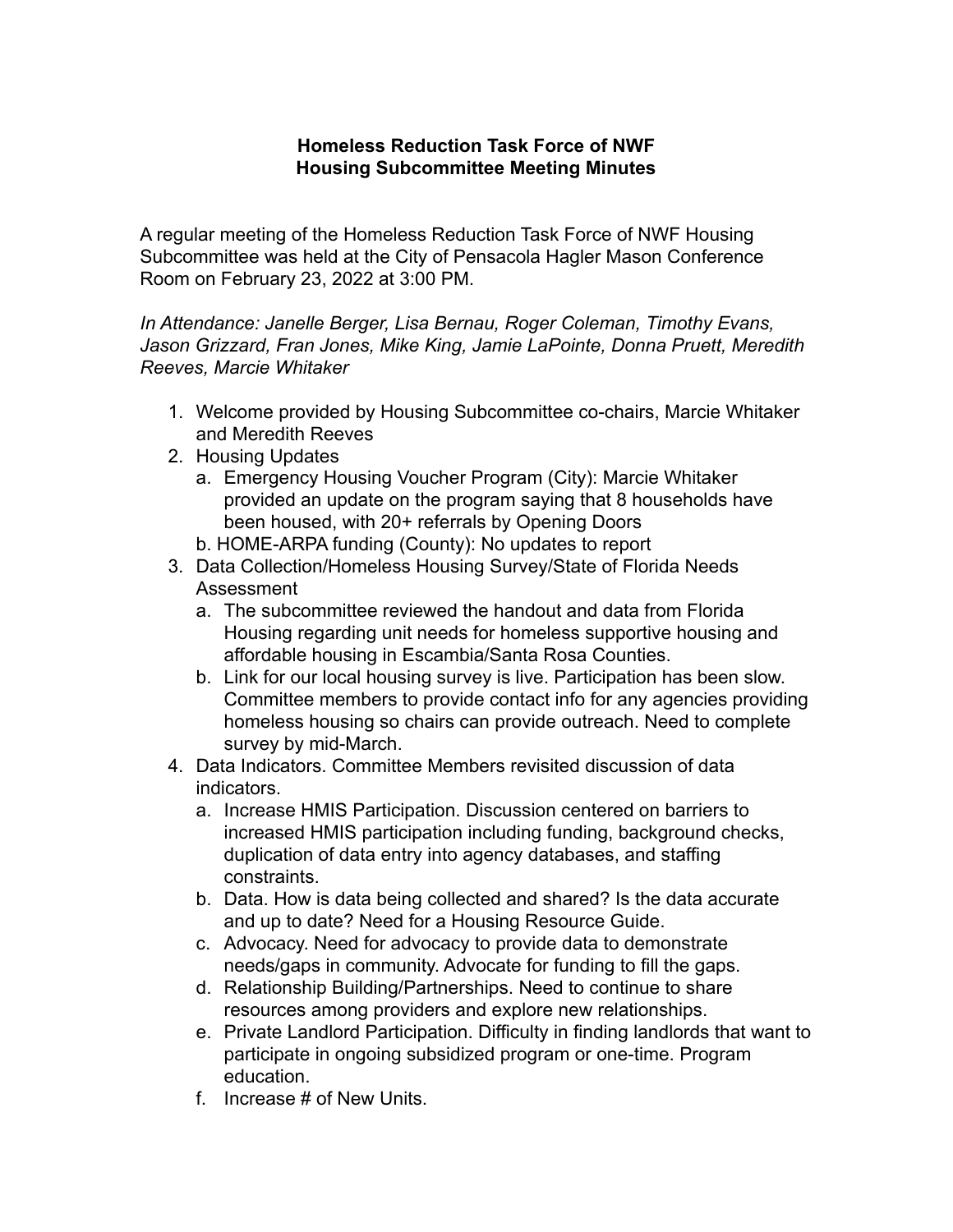**Homeless Reduction Task Force of NWF**
**Housing Subcommittee Meeting Minutes**

A regular meeting of the Homeless Reduction Task Force of NWF Housing Subcommittee was held at the City of Pensacola Hagler Mason Conference Room on February 23, 2022 at 3:00 PM.

*In Attendance: Janelle Berger, Lisa Bernau, Roger Coleman, Timothy Evans, Jason Grizzard, Fran Jones, Mike King, Jamie LaPointe, Donna Pruett, Meredith Reeves, Marcie Whitaker*

1. Welcome provided by Housing Subcommittee co-chairs, Marcie Whitaker and Meredith Reeves
2. Housing Updates
   a. Emergency Housing Voucher Program (City): Marcie Whitaker provided an update on the program saying that 8 households have been housed, with 20+ referrals by Opening Doors
   b. HOME-ARPA funding (County): No updates to report
3. Data Collection/Homeless Housing Survey/State of Florida Needs Assessment
   a. The subcommittee reviewed the handout and data from Florida Housing regarding unit needs for homeless supportive housing and affordable housing in Escambia/Santa Rosa Counties.
   b. Link for our local housing survey is live. Participation has been slow. Committee members to provide contact info for any agencies providing homeless housing so chairs can provide outreach. Need to complete survey by mid-March.
4. Data Indicators. Committee Members revisited discussion of data indicators.
   a. Increase HMIS Participation. Discussion centered on barriers to increased HMIS participation including funding, background checks, duplication of data entry into agency databases, and staffing constraints.
   b. Data. How is data being collected and shared? Is the data accurate and up to date? Need for a Housing Resource Guide.
   c. Advocacy. Need for advocacy to provide data to demonstrate needs/gaps in community. Advocate for funding to fill the gaps.
   d. Relationship Building/Partnerships. Need to continue to share resources among providers and explore new relationships.
   e. Private Landlord Participation. Difficulty in finding landlords that want to participate in ongoing subsidized program or one-time. Program education.
   f. Increase # of New Units.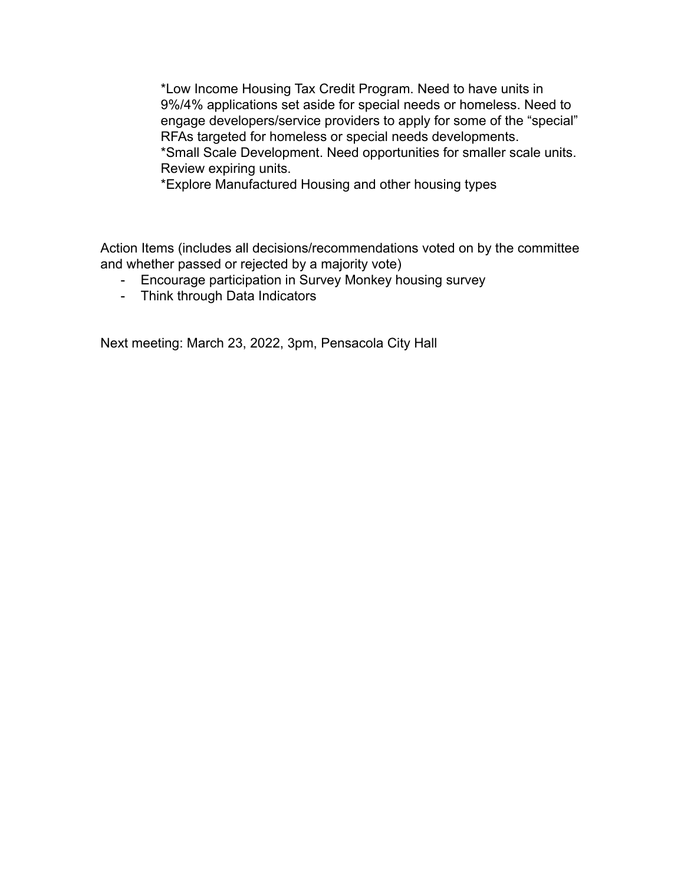*Low Income Housing Tax Credit Program. Need to have units in 9%/4% applications set aside for special needs or homeless. Need to engage developers/service providers to apply for some of the "special" RFAs targeted for homeless or special needs developments.
*Small Scale Development. Need opportunities for smaller scale units. Review expiring units.
*Explore Manufactured Housing and other housing types

Action Items (includes all decisions/recommendations voted on by the committee and whether passed or rejected by a majority vote)

- Encourage participation in Survey Monkey housing survey
- Think through Data Indicators

Next meeting: March 23, 2022, 3pm, Pensacola City Hall